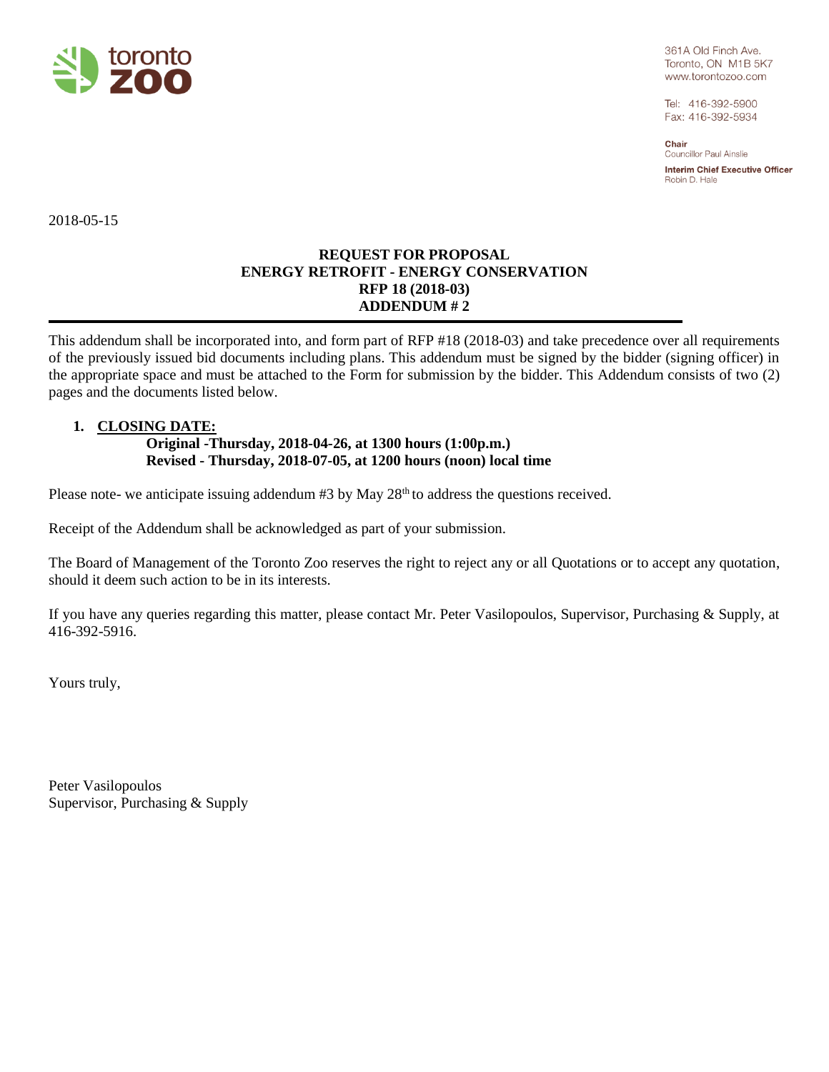toronto zoo

361A Old Finch Ave.
Toronto, ON M1B 5K7
www.torontozoo.com

Tel: 416-392-5900
Fax: 416-392-5934

**Chair**
Councillor Paul Ainslie

**Interim Chief Executive Officer**
Robin D. Hale

2018-05-15

**REQUEST FOR PROPOSAL**
**ENERGY RETROFIT - ENERGY CONSERVATION**
**RFP 18 (2018-03)**
**ADDENDUM # 2**

---

This addendum shall be incorporated into, and form part of RFP #18 (2018-03) and take precedence over all requirements of the previously issued bid documents including plans. This addendum must be signed by the bidder (signing officer) in the appropriate space and must be attached to the Form for submission by the bidder. This Addendum consists of two (2) pages and the documents listed below.

1. **CLOSING DATE:**
   **Original -Thursday, 2018-04-26, at 1300 hours (1:00p.m.)**
   **Revised - Thursday, 2018-07-05, at 1200 hours (noon) local time**

Please note- we anticipate issuing addendum #3 by May 28th to address the questions received.

Receipt of the Addendum shall be acknowledged as part of your submission.

The Board of Management of the Toronto Zoo reserves the right to reject any or all Quotations or to accept any quotation, should it deem such action to be in its interests.

If you have any queries regarding this matter, please contact Mr. Peter Vasilopoulos, Supervisor, Purchasing & Supply, at 416-392-5916.

Yours truly,

Peter Vasilopoulos
Supervisor, Purchasing & Supply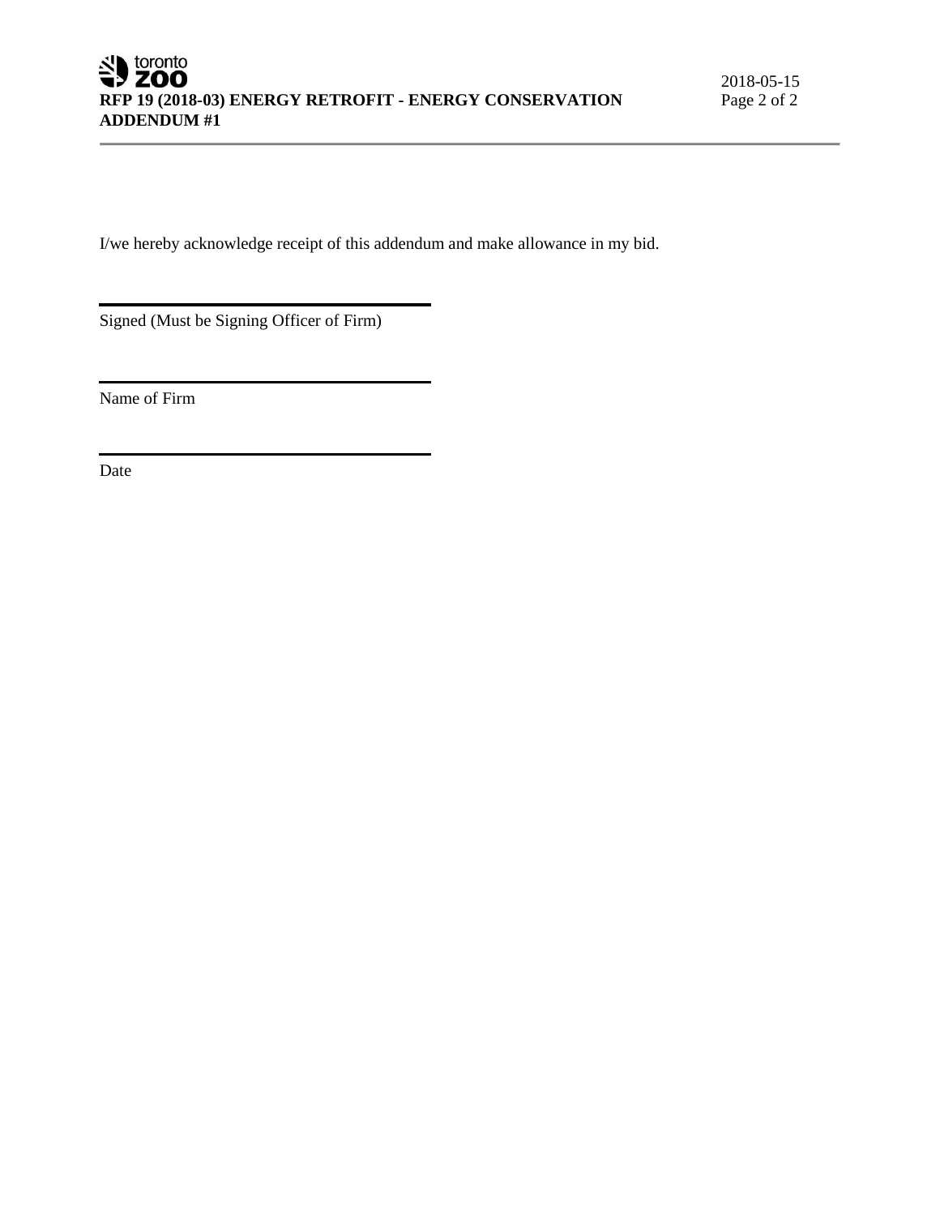I/we hereby acknowledge receipt of this addendum and make allowance in my bid.

\_\_\_\_\_\_\_\_\_\_\_\_\_\_\_\_\_\_\_\_\_\_\_\_\_\_\_\_\_\_\_\_\_\_\_\_

Signed (Must be Signing Officer of Firm)

\_\_\_\_\_\_\_\_\_\_\_\_\_\_\_\_\_\_\_\_\_\_\_\_\_\_\_\_\_\_\_\_\_\_\_\_

Name of Firm

\_\_\_\_\_\_\_\_\_\_\_\_\_\_\_\_\_\_\_\_\_\_\_\_\_\_\_\_\_\_\_\_\_\_\_\_

Date